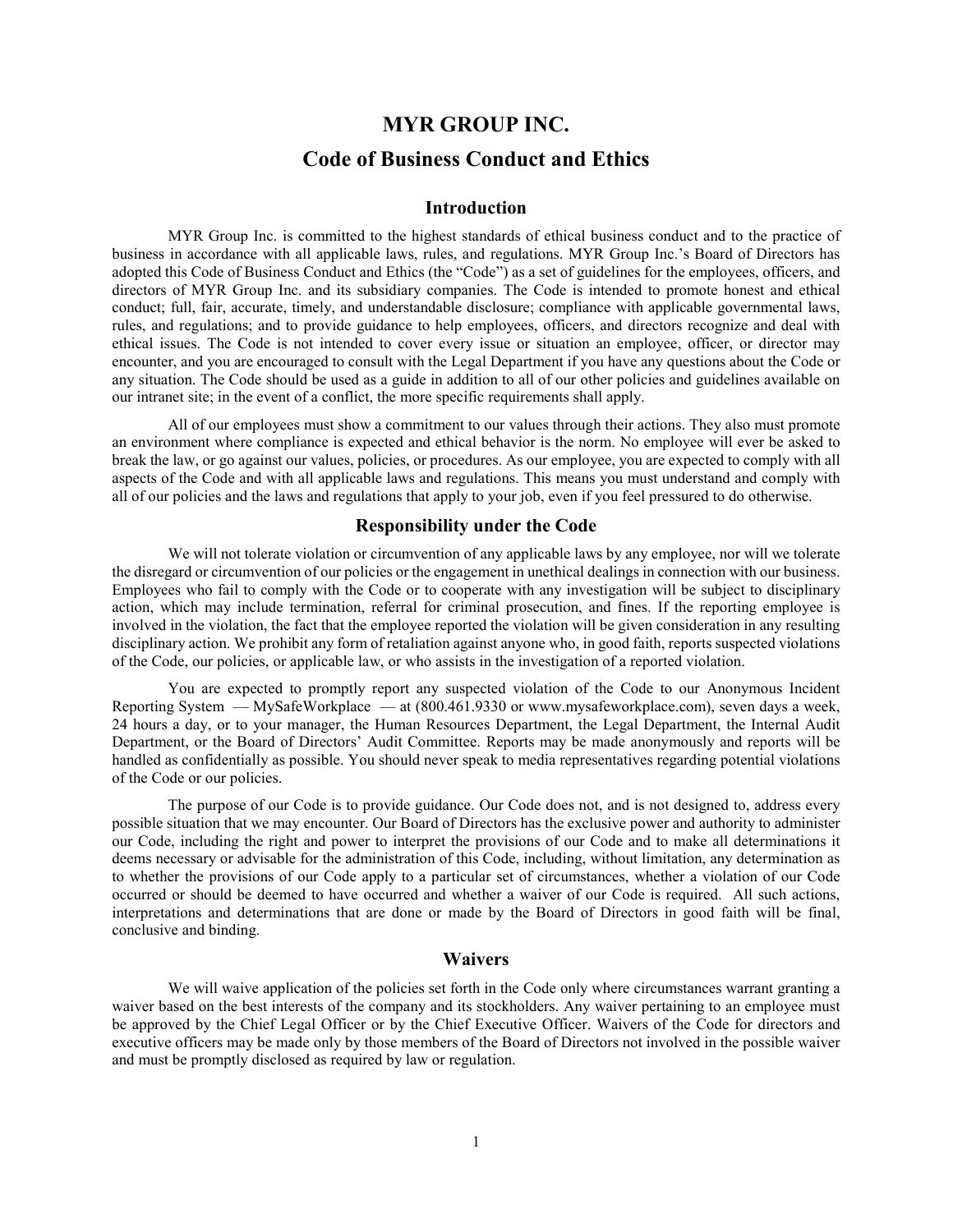# MYR GROUP INC.

# Code of Business Conduct and Ethics

## Introduction

MYR Group Inc. is committed to the highest standards of ethical business conduct and to the practice of business in accordance with all applicable laws, rules, and regulations. MYR Group Inc.'s Board of Directors has adopted this Code of Business Conduct and Ethics (the "Code") as a set of guidelines for the employees, officers, and directors of MYR Group Inc. and its subsidiary companies. The Code is intended to promote honest and ethical conduct; full, fair, accurate, timely, and understandable disclosure; compliance with applicable governmental laws, rules, and regulations; and to provide guidance to help employees, officers, and directors recognize and deal with ethical issues. The Code is not intended to cover every issue or situation an employee, officer, or director may encounter, and you are encouraged to consult with the Legal Department if you have any questions about the Code or any situation. The Code should be used as a guide in addition to all of our other policies and guidelines available on our intranet site; in the event of a conflict, the more specific requirements shall apply.

All of our employees must show a commitment to our values through their actions. They also must promote an environment where compliance is expected and ethical behavior is the norm. No employee will ever be asked to break the law, or go against our values, policies, or procedures. As our employee, you are expected to comply with all aspects of the Code and with all applicable laws and regulations. This means you must understand and comply with all of our policies and the laws and regulations that apply to your job, even if you feel pressured to do otherwise.

## Responsibility under the Code

We will not tolerate violation or circumvention of any applicable laws by any employee, nor will we tolerate the disregard or circumvention of our policies or the engagement in unethical dealings in connection with our business. Employees who fail to comply with the Code or to cooperate with any investigation will be subject to disciplinary action, which may include termination, referral for criminal prosecution, and fines. If the reporting employee is involved in the violation, the fact that the employee reported the violation will be given consideration in any resulting disciplinary action. We prohibit any form of retaliation against anyone who, in good faith, reports suspected violations of the Code, our policies, or applicable law, or who assists in the investigation of a reported violation.

You are expected to promptly report any suspected violation of the Code to our Anonymous Incident Reporting System — MySafeWorkplace — at (800.461.9330 or www.mysafeworkplace.com), seven days a week, 24 hours a day, or to your manager, the Human Resources Department, the Legal Department, the Internal Audit Department, or the Board of Directors' Audit Committee. Reports may be made anonymously and reports will be handled as confidentially as possible. You should never speak to media representatives regarding potential violations of the Code or our policies.

The purpose of our Code is to provide guidance. Our Code does not, and is not designed to, address every possible situation that we may encounter. Our Board of Directors has the exclusive power and authority to administer our Code, including the right and power to interpret the provisions of our Code and to make all determinations it deems necessary or advisable for the administration of this Code, including, without limitation, any determination as to whether the provisions of our Code apply to a particular set of circumstances, whether a violation of our Code occurred or should be deemed to have occurred and whether a waiver of our Code is required. All such actions, interpretations and determinations that are done or made by the Board of Directors in good faith will be final, conclusive and binding.

## Waivers

We will waive application of the policies set forth in the Code only where circumstances warrant granting a waiver based on the best interests of the company and its stockholders. Any waiver pertaining to an employee must be approved by the Chief Legal Officer or by the Chief Executive Officer. Waivers of the Code for directors and executive officers may be made only by those members of the Board of Directors not involved in the possible waiver and must be promptly disclosed as required by law or regulation.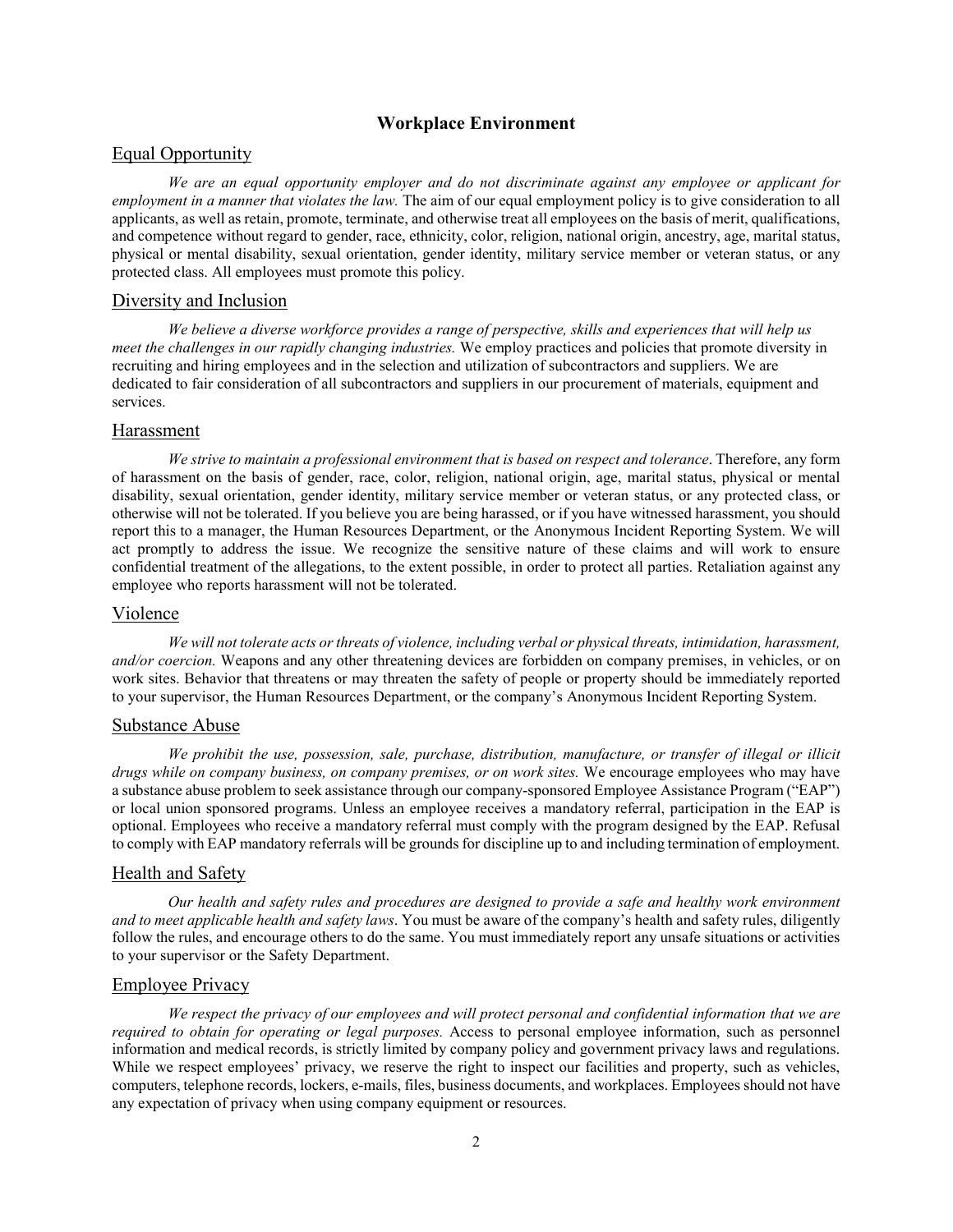# Workplace Environment

## Equal Opportunity

*We are an equal opportunity employer and do not discriminate against any employee or applicant for employment in a manner that violates the law.* The aim of our equal employment policy is to give consideration to all applicants, as well as retain, promote, terminate, and otherwise treat all employees on the basis of merit, qualifications, and competence without regard to gender, race, ethnicity, color, religion, national origin, ancestry, age, marital status, physical or mental disability, sexual orientation, gender identity, military service member or veteran status, or any protected class. All employees must promote this policy.

## Diversity and Inclusion

*We believe a diverse workforce provides a range of perspective, skills and experiences that will help us meet the challenges in our rapidly changing industries.* We employ practices and policies that promote diversity in recruiting and hiring employees and in the selection and utilization of subcontractors and suppliers. We are dedicated to fair consideration of all subcontractors and suppliers in our procurement of materials, equipment and services.

## Harassment

*We strive to maintain a professional environment that is based on respect and tolerance*. Therefore, any form of harassment on the basis of gender, race, color, religion, national origin, age, marital status, physical or mental disability, sexual orientation, gender identity, military service member or veteran status, or any protected class, or otherwise will not be tolerated. If you believe you are being harassed, or if you have witnessed harassment, you should report this to a manager, the Human Resources Department, or the Anonymous Incident Reporting System. We will act promptly to address the issue. We recognize the sensitive nature of these claims and will work to ensure confidential treatment of the allegations, to the extent possible, in order to protect all parties. Retaliation against any employee who reports harassment will not be tolerated.

## Violence

*We will not tolerate acts or threats of violence, including verbal or physical threats, intimidation, harassment, and/or coercion.* Weapons and any other threatening devices are forbidden on company premises, in vehicles, or on work sites. Behavior that threatens or may threaten the safety of people or property should be immediately reported to your supervisor, the Human Resources Department, or the company's Anonymous Incident Reporting System.

## Substance Abuse

*We prohibit the use, possession, sale, purchase, distribution, manufacture, or transfer of illegal or illicit drugs while on company business, on company premises, or on work sites.* We encourage employees who may have a substance abuse problem to seek assistance through our company-sponsored Employee Assistance Program ("EAP") or local union sponsored programs. Unless an employee receives a mandatory referral, participation in the EAP is optional. Employees who receive a mandatory referral must comply with the program designed by the EAP. Refusal to comply with EAP mandatory referrals will be grounds for discipline up to and including termination of employment.

## Health and Safety

*Our health and safety rules and procedures are designed to provide a safe and healthy work environment and to meet applicable health and safety laws*. You must be aware of the company's health and safety rules, diligently follow the rules, and encourage others to do the same. You must immediately report any unsafe situations or activities to your supervisor or the Safety Department.

## Employee Privacy

*We respect the privacy of our employees and will protect personal and confidential information that we are required to obtain for operating or legal purposes.* Access to personal employee information, such as personnel information and medical records, is strictly limited by company policy and government privacy laws and regulations. While we respect employees' privacy, we reserve the right to inspect our facilities and property, such as vehicles, computers, telephone records, lockers, e-mails, files, business documents, and workplaces. Employees should not have any expectation of privacy when using company equipment or resources.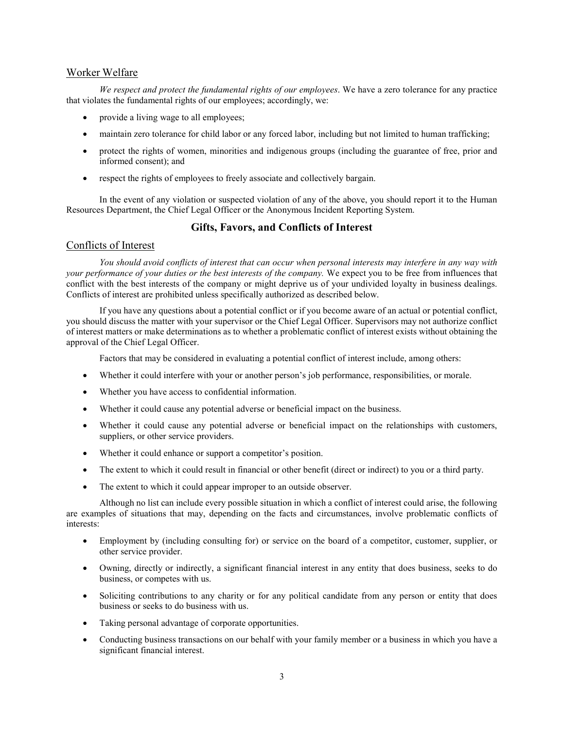## Worker Welfare

*We respect and protect the fundamental rights of our employees*. We have a zero tolerance for any practice that violates the fundamental rights of our employees; accordingly, we:

- provide a living wage to all employees;
- maintain zero tolerance for child labor or any forced labor, including but not limited to human trafficking;
- protect the rights of women, minorities and indigenous groups (including the guarantee of free, prior and informed consent); and
- respect the rights of employees to freely associate and collectively bargain.

In the event of any violation or suspected violation of any of the above, you should report it to the Human Resources Department, the Chief Legal Officer or the Anonymous Incident Reporting System.

# Gifts, Favors, and Conflicts of Interest

## Conflicts of Interest

*You should avoid conflicts of interest that can occur when personal interests may interfere in any way with your performance of your duties or the best interests of the company.* We expect you to be free from influences that conflict with the best interests of the company or might deprive us of your undivided loyalty in business dealings. Conflicts of interest are prohibited unless specifically authorized as described below.

If you have any questions about a potential conflict or if you become aware of an actual or potential conflict, you should discuss the matter with your supervisor or the Chief Legal Officer. Supervisors may not authorize conflict of interest matters or make determinations as to whether a problematic conflict of interest exists without obtaining the approval of the Chief Legal Officer.

Factors that may be considered in evaluating a potential conflict of interest include, among others:

- Whether it could interfere with your or another person's job performance, responsibilities, or morale.
- Whether you have access to confidential information.
- Whether it could cause any potential adverse or beneficial impact on the business.
- Whether it could cause any potential adverse or beneficial impact on the relationships with customers, suppliers, or other service providers.
- Whether it could enhance or support a competitor's position.
- The extent to which it could result in financial or other benefit (direct or indirect) to you or a third party.
- The extent to which it could appear improper to an outside observer.

Although no list can include every possible situation in which a conflict of interest could arise, the following are examples of situations that may, depending on the facts and circumstances, involve problematic conflicts of interests:

- Employment by (including consulting for) or service on the board of a competitor, customer, supplier, or other service provider.
- Owning, directly or indirectly, a significant financial interest in any entity that does business, seeks to do business, or competes with us.
- Soliciting contributions to any charity or for any political candidate from any person or entity that does business or seeks to do business with us.
- Taking personal advantage of corporate opportunities.
- Conducting business transactions on our behalf with your family member or a business in which you have a significant financial interest.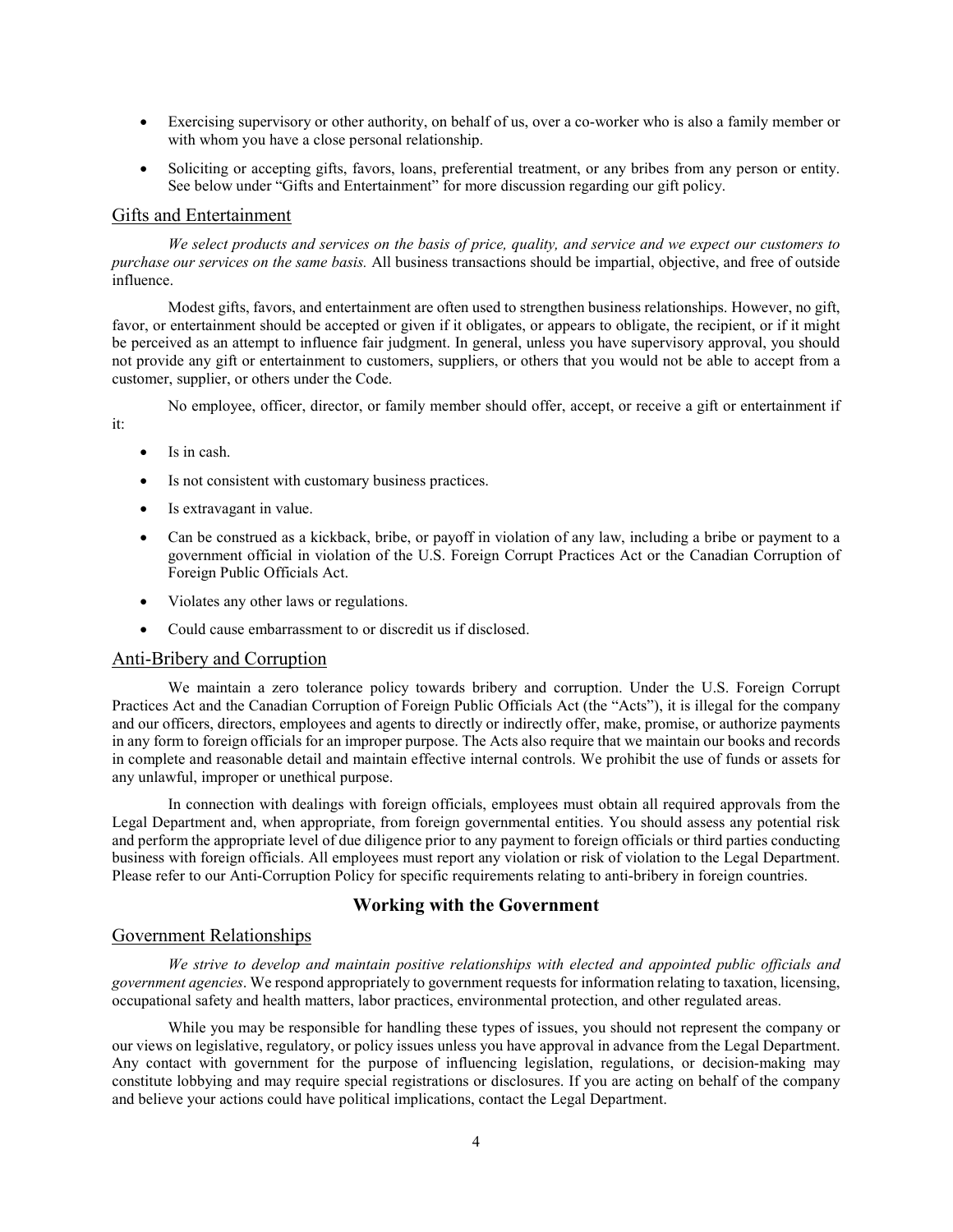- Exercising supervisory or other authority, on behalf of us, over a co-worker who is also a family member or with whom you have a close personal relationship.
- Soliciting or accepting gifts, favors, loans, preferential treatment, or any bribes from any person or entity. See below under "Gifts and Entertainment" for more discussion regarding our gift policy.

## Gifts and Entertainment

*We select products and services on the basis of price, quality, and service and we expect our customers to purchase our services on the same basis.* All business transactions should be impartial, objective, and free of outside influence.

Modest gifts, favors, and entertainment are often used to strengthen business relationships. However, no gift, favor, or entertainment should be accepted or given if it obligates, or appears to obligate, the recipient, or if it might be perceived as an attempt to influence fair judgment. In general, unless you have supervisory approval, you should not provide any gift or entertainment to customers, suppliers, or others that you would not be able to accept from a customer, supplier, or others under the Code.

No employee, officer, director, or family member should offer, accept, or receive a gift or entertainment if it:

- Is in cash.
- Is not consistent with customary business practices.
- Is extravagant in value.
- Can be construed as a kickback, bribe, or payoff in violation of any law, including a bribe or payment to a government official in violation of the U.S. Foreign Corrupt Practices Act or the Canadian Corruption of Foreign Public Officials Act.
- Violates any other laws or regulations.
- Could cause embarrassment to or discredit us if disclosed.

## Anti-Bribery and Corruption

We maintain a zero tolerance policy towards bribery and corruption. Under the U.S. Foreign Corrupt Practices Act and the Canadian Corruption of Foreign Public Officials Act (the "Acts"), it is illegal for the company and our officers, directors, employees and agents to directly or indirectly offer, make, promise, or authorize payments in any form to foreign officials for an improper purpose. The Acts also require that we maintain our books and records in complete and reasonable detail and maintain effective internal controls. We prohibit the use of funds or assets for any unlawful, improper or unethical purpose.

In connection with dealings with foreign officials, employees must obtain all required approvals from the Legal Department and, when appropriate, from foreign governmental entities. You should assess any potential risk and perform the appropriate level of due diligence prior to any payment to foreign officials or third parties conducting business with foreign officials. All employees must report any violation or risk of violation to the Legal Department. Please refer to our Anti-Corruption Policy for specific requirements relating to anti-bribery in foreign countries.

# Working with the Government

## Government Relationships

*We strive to develop and maintain positive relationships with elected and appointed public officials and government agencies*. We respond appropriately to government requests for information relating to taxation, licensing, occupational safety and health matters, labor practices, environmental protection, and other regulated areas.

While you may be responsible for handling these types of issues, you should not represent the company or our views on legislative, regulatory, or policy issues unless you have approval in advance from the Legal Department. Any contact with government for the purpose of influencing legislation, regulations, or decision-making may constitute lobbying and may require special registrations or disclosures. If you are acting on behalf of the company and believe your actions could have political implications, contact the Legal Department.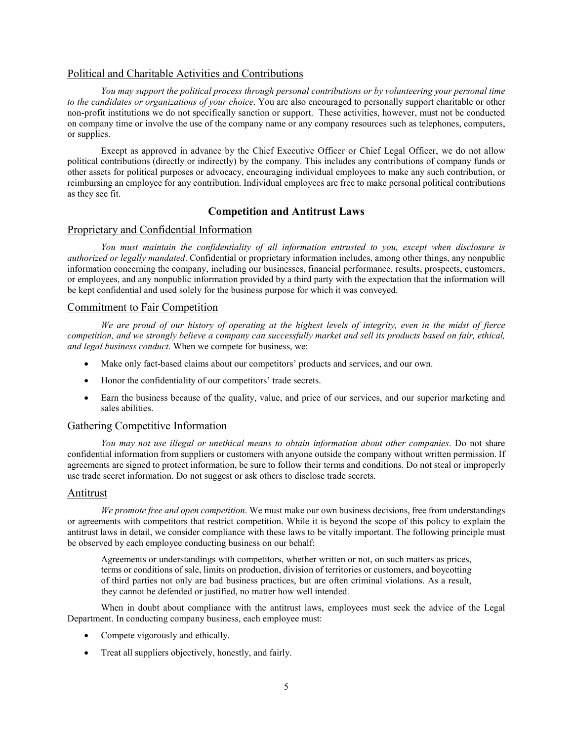## Political and Charitable Activities and Contributions

*You may support the political process through personal contributions or by volunteering your personal time to the candidates or organizations of your choice*. You are also encouraged to personally support charitable or other non-profit institutions we do not specifically sanction or support. These activities, however, must not be conducted on company time or involve the use of the company name or any company resources such as telephones, computers, or supplies.

Except as approved in advance by the Chief Executive Officer or Chief Legal Officer, we do not allow political contributions (directly or indirectly) by the company. This includes any contributions of company funds or other assets for political purposes or advocacy, encouraging individual employees to make any such contribution, or reimbursing an employee for any contribution. Individual employees are free to make personal political contributions as they see fit.

# Competition and Antitrust Laws

## Proprietary and Confidential Information

*You must maintain the confidentiality of all information entrusted to you, except when disclosure is authorized or legally mandated*. Confidential or proprietary information includes, among other things, any nonpublic information concerning the company, including our businesses, financial performance, results, prospects, customers, or employees, and any nonpublic information provided by a third party with the expectation that the information will be kept confidential and used solely for the business purpose for which it was conveyed.

## Commitment to Fair Competition

*We are proud of our history of operating at the highest levels of integrity, even in the midst of fierce competition, and we strongly believe a company can successfully market and sell its products based on fair, ethical, and legal business conduct*. When we compete for business, we:

- Make only fact-based claims about our competitors' products and services, and our own.
- Honor the confidentiality of our competitors' trade secrets.
- Earn the business because of the quality, value, and price of our services, and our superior marketing and sales abilities.

## Gathering Competitive Information

*You may not use illegal or unethical means to obtain information about other companies*. Do not share confidential information from suppliers or customers with anyone outside the company without written permission. If agreements are signed to protect information, be sure to follow their terms and conditions. Do not steal or improperly use trade secret information. Do not suggest or ask others to disclose trade secrets.

## Antitrust

*We promote free and open competition*. We must make our own business decisions, free from understandings or agreements with competitors that restrict competition. While it is beyond the scope of this policy to explain the antitrust laws in detail, we consider compliance with these laws to be vitally important. The following principle must be observed by each employee conducting business on our behalf:

> Agreements or understandings with competitors, whether written or not, on such matters as prices, terms or conditions of sale, limits on production, division of territories or customers, and boycotting of third parties not only are bad business practices, but are often criminal violations. As a result, they cannot be defended or justified, no matter how well intended.

When in doubt about compliance with the antitrust laws, employees must seek the advice of the Legal Department. In conducting company business, each employee must:

- Compete vigorously and ethically.
- Treat all suppliers objectively, honestly, and fairly.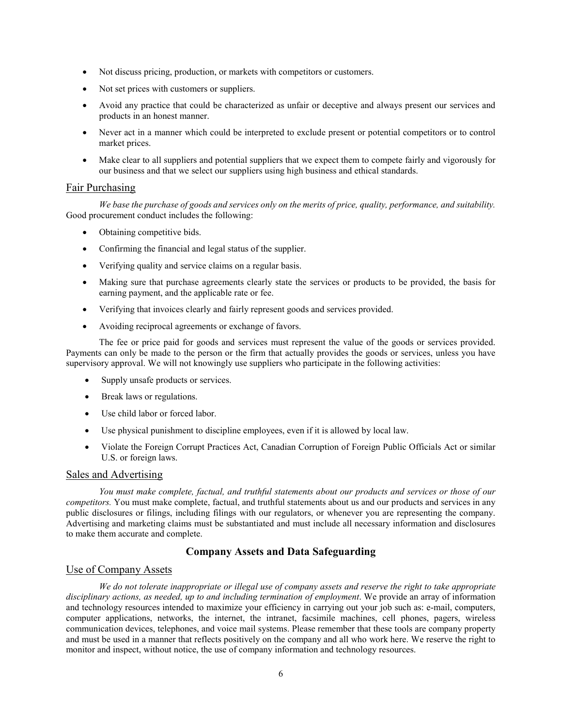- Not discuss pricing, production, or markets with competitors or customers.
- Not set prices with customers or suppliers.
- Avoid any practice that could be characterized as unfair or deceptive and always present our services and products in an honest manner.
- Never act in a manner which could be interpreted to exclude present or potential competitors or to control market prices.
- Make clear to all suppliers and potential suppliers that we expect them to compete fairly and vigorously for our business and that we select our suppliers using high business and ethical standards.

### Fair Purchasing

*We base the purchase of goods and services only on the merits of price, quality, performance, and suitability.* Good procurement conduct includes the following:

- Obtaining competitive bids.
- Confirming the financial and legal status of the supplier.
- Verifying quality and service claims on a regular basis.
- Making sure that purchase agreements clearly state the services or products to be provided, the basis for earning payment, and the applicable rate or fee.
- Verifying that invoices clearly and fairly represent goods and services provided.
- Avoiding reciprocal agreements or exchange of favors.

The fee or price paid for goods and services must represent the value of the goods or services provided. Payments can only be made to the person or the firm that actually provides the goods or services, unless you have supervisory approval. We will not knowingly use suppliers who participate in the following activities:

- Supply unsafe products or services.
- Break laws or regulations.
- Use child labor or forced labor.
- Use physical punishment to discipline employees, even if it is allowed by local law.
- Violate the Foreign Corrupt Practices Act, Canadian Corruption of Foreign Public Officials Act or similar U.S. or foreign laws.

### Sales and Advertising

*You must make complete, factual, and truthful statements about our products and services or those of our competitors.* You must make complete, factual, and truthful statements about us and our products and services in any public disclosures or filings, including filings with our regulators, or whenever you are representing the company. Advertising and marketing claims must be substantiated and must include all necessary information and disclosures to make them accurate and complete.

## Company Assets and Data Safeguarding

### Use of Company Assets

*We do not tolerate inappropriate or illegal use of company assets and reserve the right to take appropriate disciplinary actions, as needed, up to and including termination of employment*. We provide an array of information and technology resources intended to maximize your efficiency in carrying out your job such as: e-mail, computers, computer applications, networks, the internet, the intranet, facsimile machines, cell phones, pagers, wireless communication devices, telephones, and voice mail systems. Please remember that these tools are company property and must be used in a manner that reflects positively on the company and all who work here. We reserve the right to monitor and inspect, without notice, the use of company information and technology resources.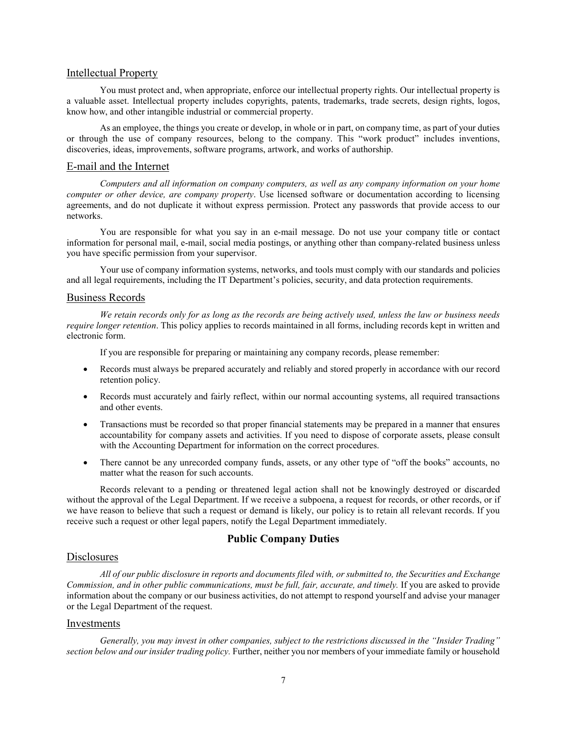## Intellectual Property

You must protect and, when appropriate, enforce our intellectual property rights. Our intellectual property is a valuable asset. Intellectual property includes copyrights, patents, trademarks, trade secrets, design rights, logos, know how, and other intangible industrial or commercial property.

As an employee, the things you create or develop, in whole or in part, on company time, as part of your duties or through the use of company resources, belong to the company. This "work product" includes inventions, discoveries, ideas, improvements, software programs, artwork, and works of authorship.

## E-mail and the Internet

*Computers and all information on company computers, as well as any company information on your home computer or other device, are company property*. Use licensed software or documentation according to licensing agreements, and do not duplicate it without express permission. Protect any passwords that provide access to our networks.

You are responsible for what you say in an e-mail message. Do not use your company title or contact information for personal mail, e-mail, social media postings, or anything other than company-related business unless you have specific permission from your supervisor.

Your use of company information systems, networks, and tools must comply with our standards and policies and all legal requirements, including the IT Department's policies, security, and data protection requirements.

## Business Records

*We retain records only for as long as the records are being actively used, unless the law or business needs require longer retention*. This policy applies to records maintained in all forms, including records kept in written and electronic form.

If you are responsible for preparing or maintaining any company records, please remember:

- Records must always be prepared accurately and reliably and stored properly in accordance with our record retention policy.
- Records must accurately and fairly reflect, within our normal accounting systems, all required transactions and other events.
- Transactions must be recorded so that proper financial statements may be prepared in a manner that ensures accountability for company assets and activities. If you need to dispose of corporate assets, please consult with the Accounting Department for information on the correct procedures.
- There cannot be any unrecorded company funds, assets, or any other type of "off the books" accounts, no matter what the reason for such accounts.

Records relevant to a pending or threatened legal action shall not be knowingly destroyed or discarded without the approval of the Legal Department. If we receive a subpoena, a request for records, or other records, or if we have reason to believe that such a request or demand is likely, our policy is to retain all relevant records. If you receive such a request or other legal papers, notify the Legal Department immediately.

# Public Company Duties

## Disclosures

*All of our public disclosure in reports and documents filed with, or submitted to, the Securities and Exchange Commission, and in other public communications, must be full, fair, accurate, and timely.* If you are asked to provide information about the company or our business activities, do not attempt to respond yourself and advise your manager or the Legal Department of the request.

## Investments

*Generally, you may invest in other companies, subject to the restrictions discussed in the "Insider Trading" section below and our insider trading policy.* Further, neither you nor members of your immediate family or household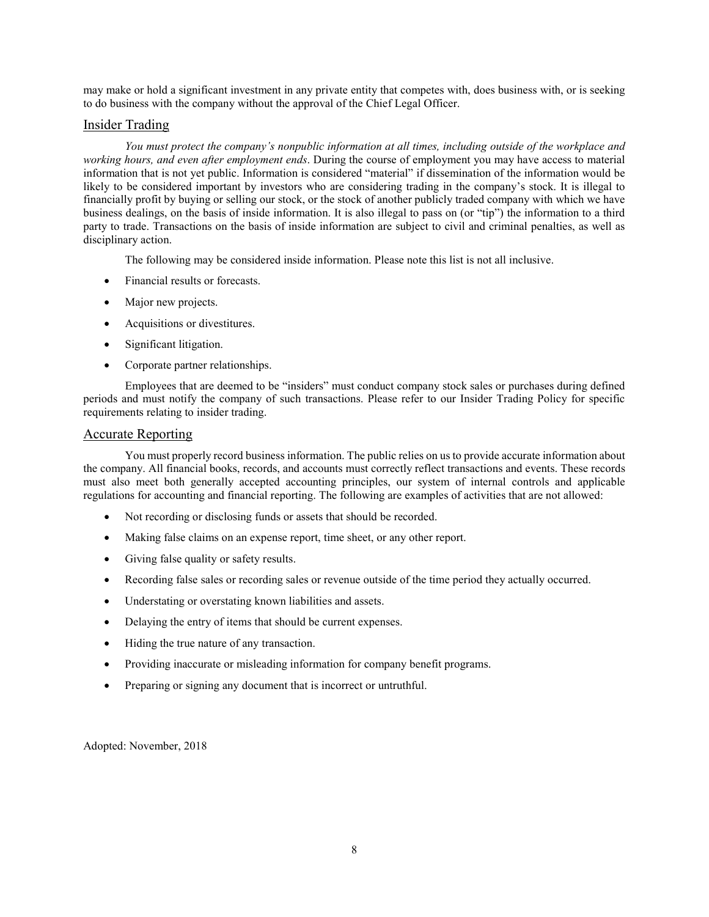may make or hold a significant investment in any private entity that competes with, does business with, or is seeking to do business with the company without the approval of the Chief Legal Officer.

## Insider Trading

*You must protect the company's nonpublic information at all times, including outside of the workplace and working hours, and even after employment ends*. During the course of employment you may have access to material information that is not yet public. Information is considered "material" if dissemination of the information would be likely to be considered important by investors who are considering trading in the company's stock. It is illegal to financially profit by buying or selling our stock, or the stock of another publicly traded company with which we have business dealings, on the basis of inside information. It is also illegal to pass on (or "tip") the information to a third party to trade. Transactions on the basis of inside information are subject to civil and criminal penalties, as well as disciplinary action.

The following may be considered inside information. Please note this list is not all inclusive.

- Financial results or forecasts.
- Major new projects.
- Acquisitions or divestitures.
- Significant litigation.
- Corporate partner relationships.

Employees that are deemed to be "insiders" must conduct company stock sales or purchases during defined periods and must notify the company of such transactions. Please refer to our Insider Trading Policy for specific requirements relating to insider trading.

## Accurate Reporting

You must properly record business information. The public relies on us to provide accurate information about the company. All financial books, records, and accounts must correctly reflect transactions and events. These records must also meet both generally accepted accounting principles, our system of internal controls and applicable regulations for accounting and financial reporting. The following are examples of activities that are not allowed:

- Not recording or disclosing funds or assets that should be recorded.
- Making false claims on an expense report, time sheet, or any other report.
- Giving false quality or safety results.
- Recording false sales or recording sales or revenue outside of the time period they actually occurred.
- Understating or overstating known liabilities and assets.
- Delaying the entry of items that should be current expenses.
- Hiding the true nature of any transaction.
- Providing inaccurate or misleading information for company benefit programs.
- Preparing or signing any document that is incorrect or untruthful.

Adopted: November, 2018